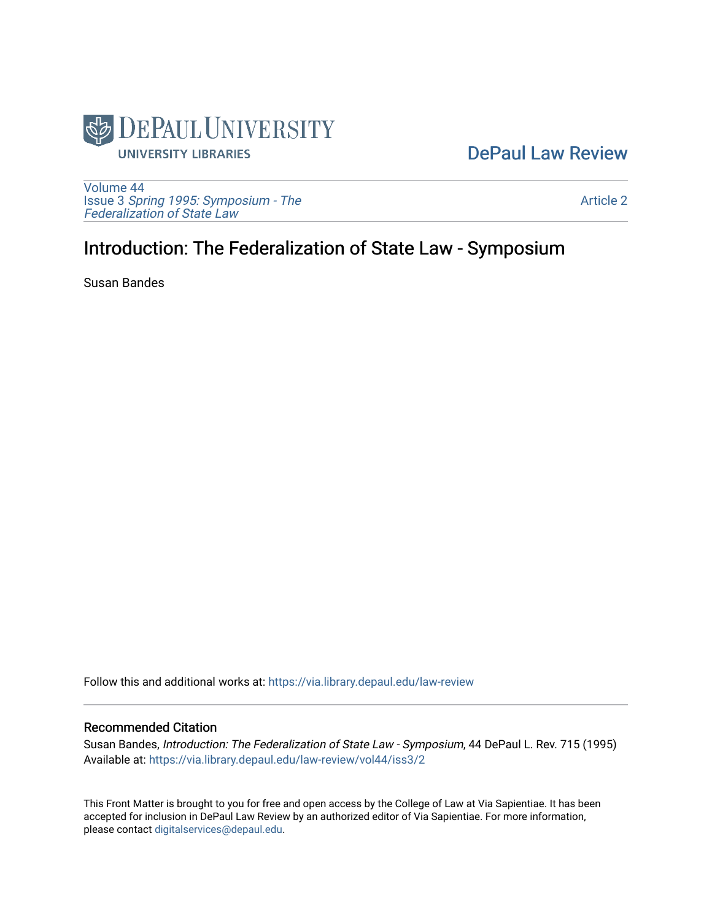DePaul University Library

# DePaul Law Review

Volume 44
Issue 3 *Spring 1995: Symposium - The Federalization of State Law*

Article 2

## Introduction: The Federalization of State Law - Symposium

Susan Bandes

Follow this and additional works at: https://via.library.depaul.edu/law-review

### Recommended Citation

Susan Bandes, *Introduction: The Federalization of State Law - Symposium*, 44 DePaul L. Rev. 715 (1995)
Available at: https://via.library.depaul.edu/law-review/vol44/iss3/2

This Front Matter is brought to you for free and open access by the College of Law at Via Sapientiae. It has been accepted for inclusion in DePaul Law Review by an authorized editor of Via Sapientiae. For more information, please contact digitalservices@depaul.edu.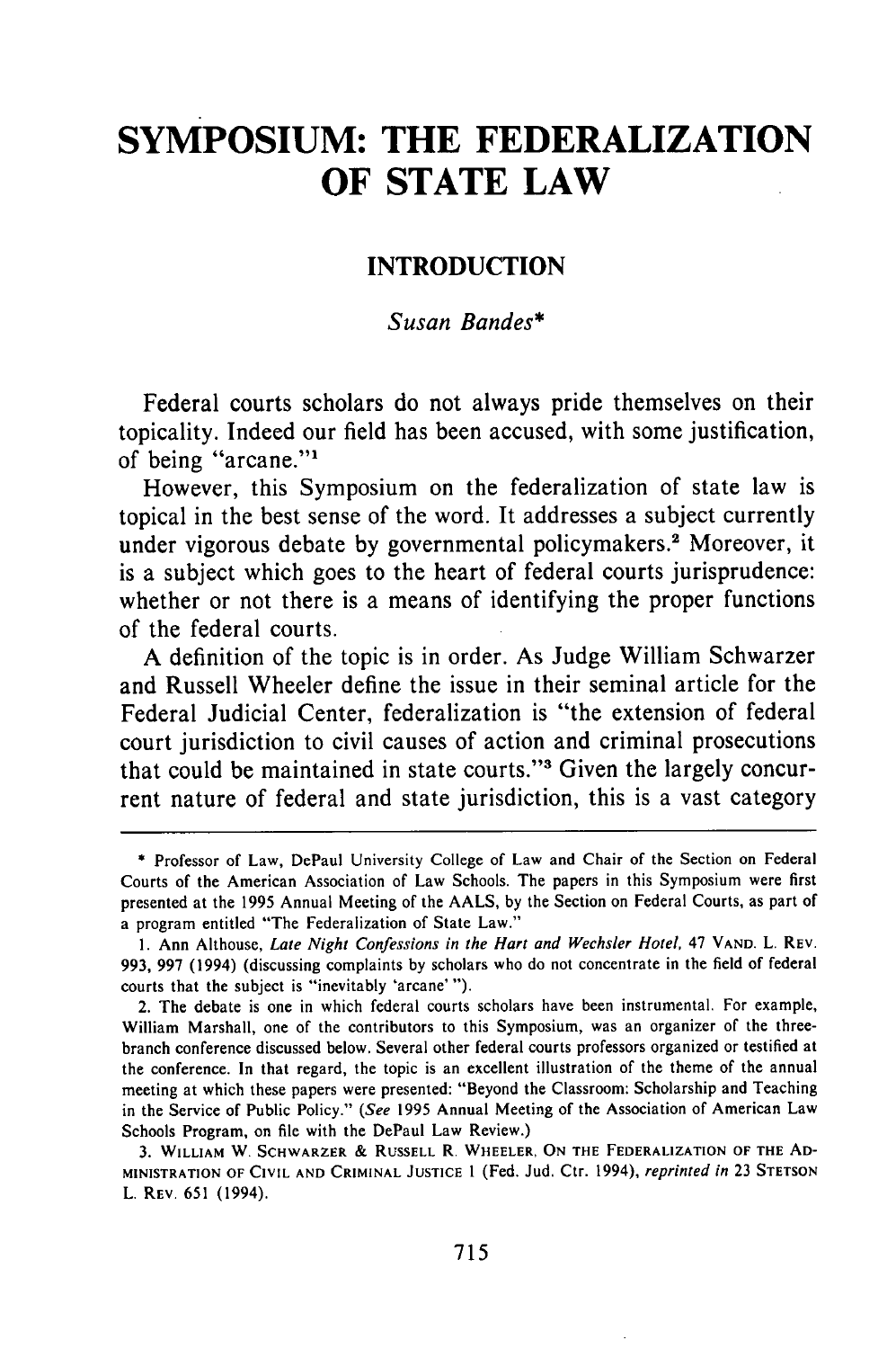# SYMPOSIUM: THE FEDERALIZATION OF STATE LAW

## INTRODUCTION

*Susan Bandes**

Federal courts scholars do not always pride themselves on their topicality. Indeed our field has been accused, with some justification, of being "arcane."[1]

However, this Symposium on the federalization of state law is topical in the best sense of the word. It addresses a subject currently under vigorous debate by governmental policymakers.[2] Moreover, it is a subject which goes to the heart of federal courts jurisprudence: whether or not there is a means of identifying the proper functions of the federal courts.

A definition of the topic is in order. As Judge William Schwarzer and Russell Wheeler define the issue in their seminal article for the Federal Judicial Center, federalization is "the extension of federal court jurisdiction to civil causes of action and criminal prosecutions that could be maintained in state courts."[3] Given the largely concurrent nature of federal and state jurisdiction, this is a vast category

---

\* Professor of Law, DePaul University College of Law and Chair of the Section on Federal Courts of the American Association of Law Schools. The papers in this Symposium were first presented at the 1995 Annual Meeting of the AALS, by the Section on Federal Courts, as part of a program entitled "The Federalization of State Law."

1. Ann Althouse, *Late Night Confessions in the Hart and Wechsler Hotel*, 47 VAND. L. REV. 993, 997 (1994) (discussing complaints by scholars who do not concentrate in the field of federal courts that the subject is "inevitably 'arcane' ").

2. The debate is one in which federal courts scholars have been instrumental. For example, William Marshall, one of the contributors to this Symposium, was an organizer of the three-branch conference discussed below. Several other federal courts professors organized or testified at the conference. In that regard, the topic is an excellent illustration of the theme of the annual meeting at which these papers were presented: "Beyond the Classroom: Scholarship and Teaching in the Service of Public Policy." (*See* 1995 Annual Meeting of the Association of American Law Schools Program, on file with the DePaul Law Review.)

3. WILLIAM W. SCHWARZER & RUSSELL R. WHEELER, ON THE FEDERALIZATION OF THE ADMINISTRATION OF CIVIL AND CRIMINAL JUSTICE 1 (Fed. Jud. Ctr. 1994), *reprinted in* 23 STETSON L. REV. 651 (1994).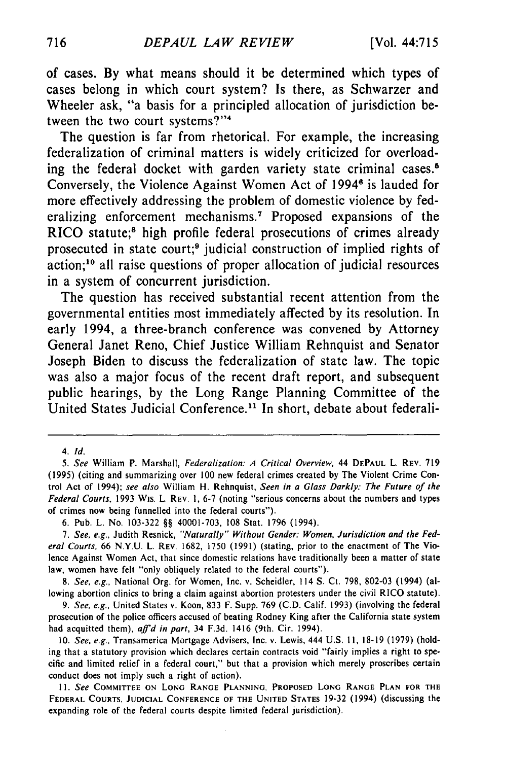of cases. By what means should it be determined which types of cases belong in which court system? Is there, as Schwarzer and Wheeler ask, "a basis for a principled allocation of jurisdiction between the two court systems?"[4]

The question is far from rhetorical. For example, the increasing federalization of criminal matters is widely criticized for overloading the federal docket with garden variety state criminal cases.[5] Conversely, the Violence Against Women Act of 1994[6] is lauded for more effectively addressing the problem of domestic violence by federalizing enforcement mechanisms.[7] Proposed expansions of the RICO statute;[8] high profile federal prosecutions of crimes already prosecuted in state court;[9] judicial construction of implied rights of action;[10] all raise questions of proper allocation of judicial resources in a system of concurrent jurisdiction.

The question has received substantial recent attention from the governmental entities most immediately affected by its resolution. In early 1994, a three-branch conference was convened by Attorney General Janet Reno, Chief Justice William Rehnquist and Senator Joseph Biden to discuss the federalization of state law. The topic was also a major focus of the recent draft report, and subsequent public hearings, by the Long Range Planning Committee of the United States Judicial Conference.[11] In short, debate about federali-

---

4. *Id.*

5. *See* William P. Marshall, *Federalization: A Critical Overview*, 44 DEPAUL L. REV. 719 (1995) (citing and summarizing over 100 new federal crimes created by The Violent Crime Control Act of 1994); *see also* William H. Rehnquist, *Seen in a Glass Darkly: The Future of the Federal Courts*, 1993 WIS. L. REV. 1, 6-7 (noting "serious concerns about the numbers and types of crimes now being funnelled into the federal courts").

6. Pub. L. No. 103-322 §§ 40001-703, 108 Stat. 1796 (1994).

7. *See, e.g.*, Judith Resnick, *"Naturally" Without Gender: Women, Jurisdiction and the Federal Courts*, 66 N.Y.U. L. REV. 1682, 1750 (1991) (stating, prior to the enactment of The Violence Against Women Act, that since domestic relations have traditionally been a matter of state law, women have felt "only obliquely related to the federal courts").

8. *See, e.g.*, National Org. for Women, Inc. v. Scheidler, 114 S. Ct. 798, 802-03 (1994) (allowing abortion clinics to bring a claim against abortion protesters under the civil RICO statute).

9. *See, e.g.*, United States v. Koon, 833 F. Supp. 769 (C.D. Calif. 1993) (involving the federal prosecution of the police officers accused of beating Rodney King after the California state system had acquitted them), *aff'd in part*, 34 F.3d. 1416 (9th. Cir. 1994).

10. *See, e.g.*, Transamerica Mortgage Advisers, Inc. v. Lewis, 444 U.S. 11, 18-19 (1979) (holding that a statutory provision which declares certain contracts void "fairly implies a right to specific and limited relief in a federal court," but that a provision which merely proscribes certain conduct does not imply such a right of action).

11. *See* COMMITTEE ON LONG RANGE PLANNING, PROPOSED LONG RANGE PLAN FOR THE FEDERAL COURTS, JUDICIAL CONFERENCE OF THE UNITED STATES 19-32 (1994) (discussing the expanding role of the federal courts despite limited federal jurisdiction).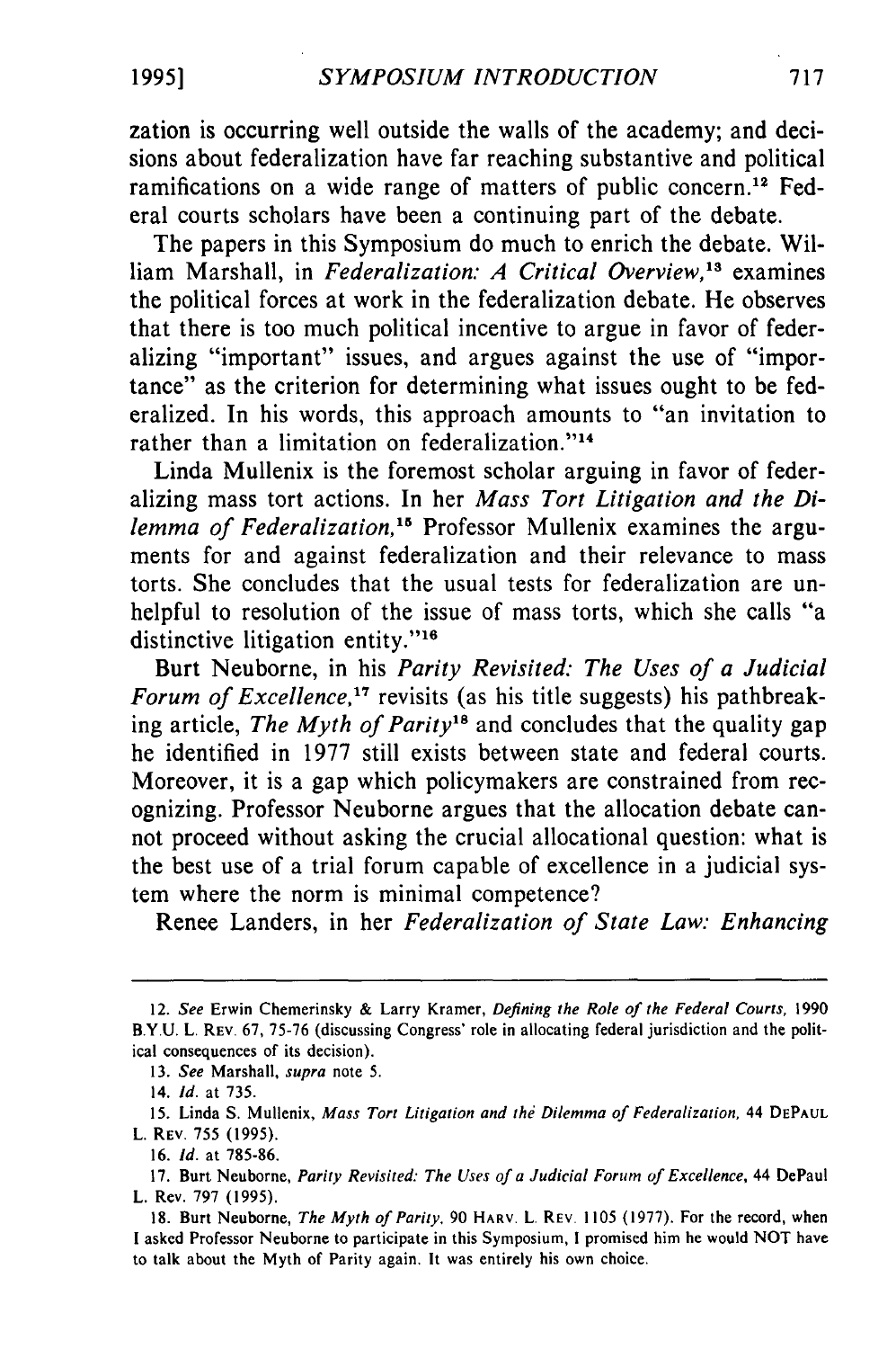zation is occurring well outside the walls of the academy; and decisions about federalization have far reaching substantive and political ramifications on a wide range of matters of public concern.[12] Federal courts scholars have been a continuing part of the debate.

The papers in this Symposium do much to enrich the debate. William Marshall, in *Federalization: A Critical Overview*,[13] examines the political forces at work in the federalization debate. He observes that there is too much political incentive to argue in favor of federalizing "important" issues, and argues against the use of "importance" as the criterion for determining what issues ought to be federalized. In his words, this approach amounts to "an invitation to rather than a limitation on federalization."[14]

Linda Mullenix is the foremost scholar arguing in favor of federalizing mass tort actions. In her *Mass Tort Litigation and the Dilemma of Federalization*,[15] Professor Mullenix examines the arguments for and against federalization and their relevance to mass torts. She concludes that the usual tests for federalization are unhelpful to resolution of the issue of mass torts, which she calls "a distinctive litigation entity."[16]

Burt Neuborne, in his *Parity Revisited: The Uses of a Judicial Forum of Excellence*,[17] revisits (as his title suggests) his pathbreaking article, *The Myth of Parity*[18] and concludes that the quality gap he identified in 1977 still exists between state and federal courts. Moreover, it is a gap which policymakers are constrained from recognizing. Professor Neuborne argues that the allocation debate cannot proceed without asking the crucial allocational question: what is the best use of a trial forum capable of excellence in a judicial system where the norm is minimal competence?

Renee Landers, in her *Federalization of State Law: Enhancing*

---

12. *See* Erwin Chemerinsky & Larry Kramer, *Defining the Role of the Federal Courts*, 1990 B.Y.U. L. REV. 67, 75-76 (discussing Congress' role in allocating federal jurisdiction and the political consequences of its decision).

13. *See* Marshall, *supra* note 5.

14. *Id.* at 735.

15. Linda S. Mullenix, *Mass Tort Litigation and the Dilemma of Federalization*, 44 DEPAUL L. REV. 755 (1995).

16. *Id.* at 785-86.

17. Burt Neuborne, *Parity Revisited: The Uses of a Judicial Forum of Excellence*, 44 DePaul L. Rev. 797 (1995).

18. Burt Neuborne, *The Myth of Parity*, 90 HARV. L. REV. 1105 (1977). For the record, when I asked Professor Neuborne to participate in this Symposium, I promised him he would NOT have to talk about the Myth of Parity again. It was entirely his own choice.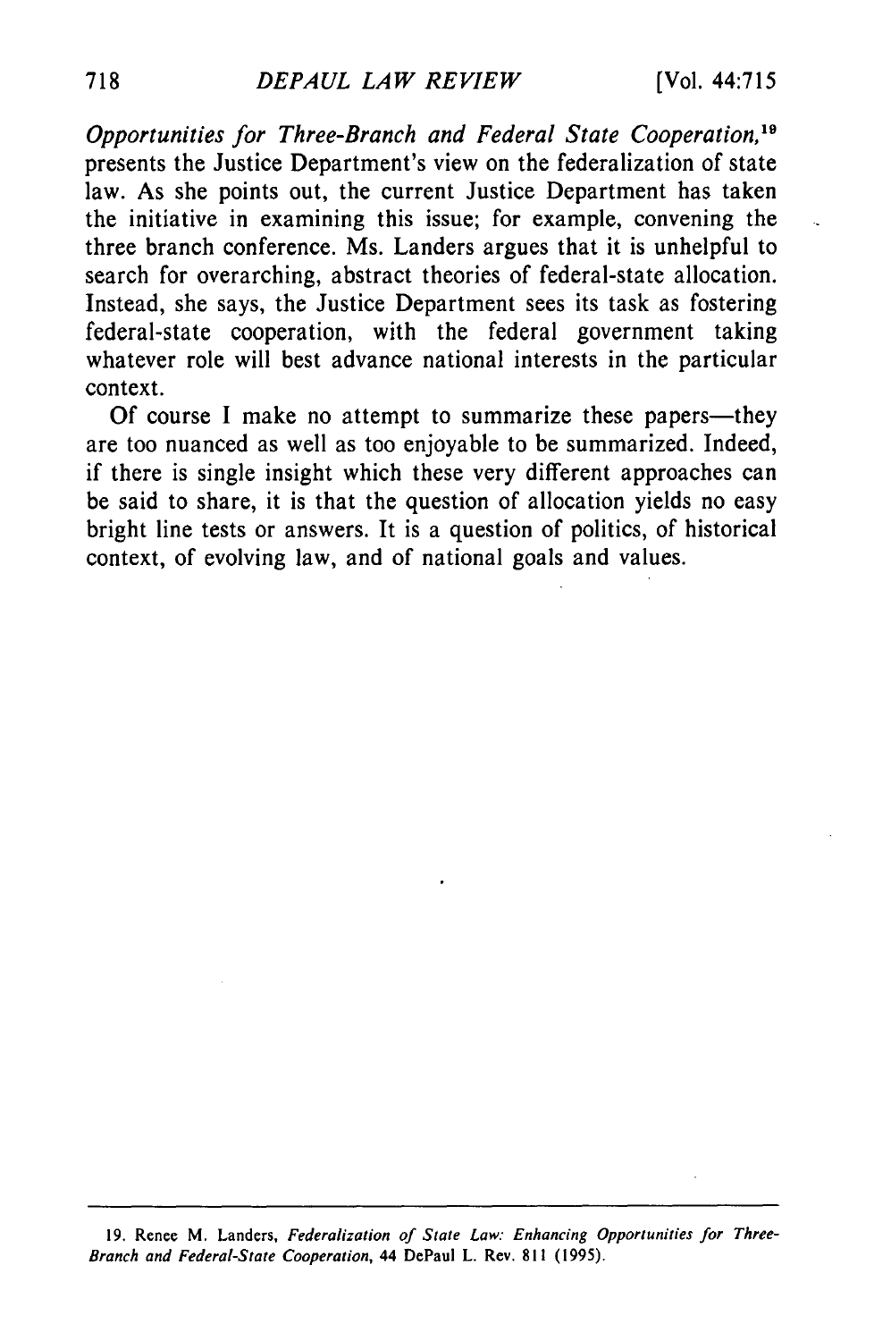*Opportunities for Three-Branch and Federal State Cooperation,*[19] presents the Justice Department's view on the federalization of state law. As she points out, the current Justice Department has taken the initiative in examining this issue; for example, convening the three branch conference. Ms. Landers argues that it is unhelpful to search for overarching, abstract theories of federal-state allocation. Instead, she says, the Justice Department sees its task as fostering federal-state cooperation, with the federal government taking whatever role will best advance national interests in the particular context.

Of course I make no attempt to summarize these papers—they are too nuanced as well as too enjoyable to be summarized. Indeed, if there is single insight which these very different approaches can be said to share, it is that the question of allocation yields no easy bright line tests or answers. It is a question of politics, of historical context, of evolving law, and of national goals and values.

---

19. Renee M. Landers, *Federalization of State Law: Enhancing Opportunities for Three-Branch and Federal-State Cooperation*, 44 DePaul L. Rev. 811 (1995).